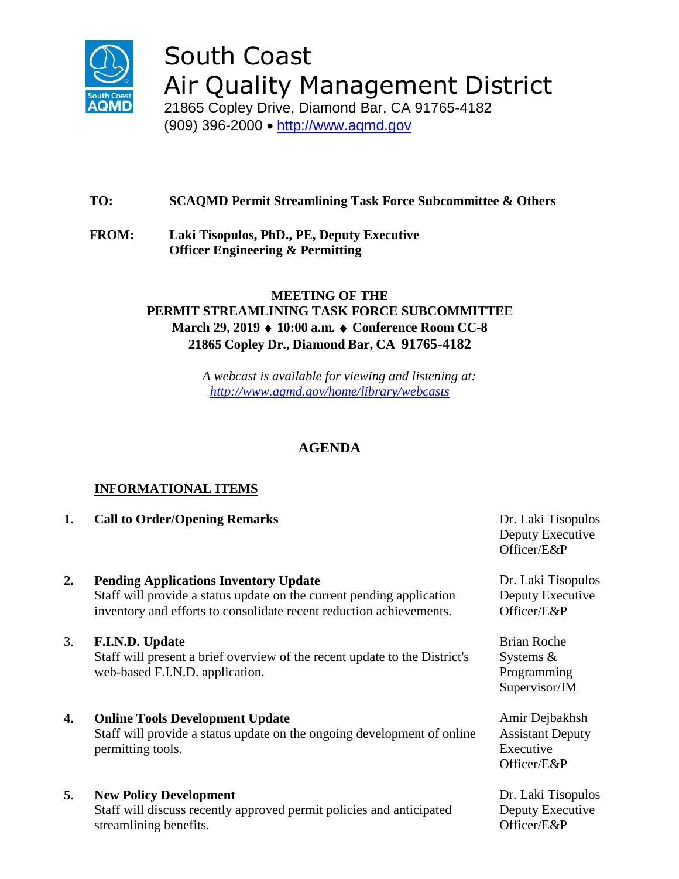# South Coast Air Quality Management District

21865 Copley Drive, Diamond Bar, CA 91765-4182
(909) 396-2000 • http://www.aqmd.gov

**TO:** **SCAQMD Permit Streamlining Task Force Subcommittee & Others**

**FROM:** **Laki Tisopulos, PhD., PE, Deputy Executive Officer Engineering & Permitting**

**MEETING OF THE**
**PERMIT STREAMLINING TASK FORCE SUBCOMMITTEE**
**March 29, 2019 ♦ 10:00 a.m. ♦ Conference Room CC-8**
**21865 Copley Dr., Diamond Bar, CA 91765-4182**

*A webcast is available for viewing and listening at:*
*http://www.aqmd.gov/home/library/webcasts*

## AGENDA

### INFORMATIONAL ITEMS

1. **Call to Order/Opening Remarks** — Dr. Laki Tisopulos, Deputy Executive Officer/E&P

2. **Pending Applications Inventory Update** — Dr. Laki Tisopulos, Deputy Executive Officer/E&P
   Staff will provide a status update on the current pending application inventory and efforts to consolidate recent reduction achievements.

3. **F.I.N.D. Update** — Brian Roche, Systems & Programming Supervisor/IM
   Staff will present a brief overview of the recent update to the District's web-based F.I.N.D. application.

4. **Online Tools Development Update** — Amir Dejbakhsh, Assistant Deputy Executive Officer/E&P
   Staff will provide a status update on the ongoing development of online permitting tools.

5. **New Policy Development** — Dr. Laki Tisopulos, Deputy Executive Officer/E&P
   Staff will discuss recently approved permit policies and anticipated streamlining benefits.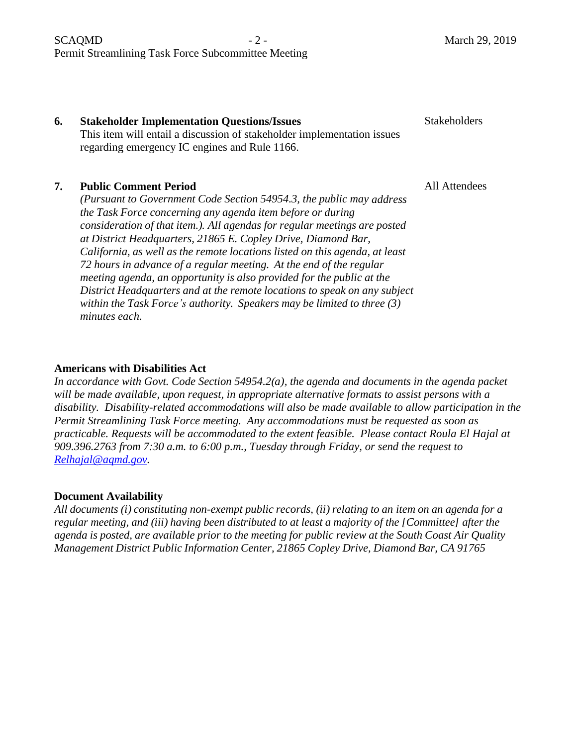**6. Stakeholder Implementation Questions/Issues** — Stakeholders

This item will entail a discussion of stakeholder implementation issues regarding emergency IC engines and Rule 1166.

**7. Public Comment Period** — All Attendees

*(Pursuant to Government Code Section 54954.3, the public may address the Task Force concerning any agenda item before or during consideration of that item.). All agendas for regular meetings are posted at District Headquarters, 21865 E. Copley Drive, Diamond Bar, California, as well as the remote locations listed on this agenda, at least 72 hours in advance of a regular meeting. At the end of the regular meeting agenda, an opportunity is also provided for the public at the District Headquarters and at the remote locations to speak on any subject within the Task Force's authority. Speakers may be limited to three (3) minutes each.*

**Americans with Disabilities Act**

*In accordance with Govt. Code Section 54954.2(a), the agenda and documents in the agenda packet will be made available, upon request, in appropriate alternative formats to assist persons with a disability. Disability-related accommodations will also be made available to allow participation in the Permit Streamlining Task Force meeting. Any accommodations must be requested as soon as practicable. Requests will be accommodated to the extent feasible. Please contact Roula El Hajal at 909.396.2763 from 7:30 a.m. to 6:00 p.m., Tuesday through Friday, or send the request to [Relhajal@aqmd.gov](mailto:Relhajal@aqmd.gov).*

**Document Availability**

*All documents (i) constituting non-exempt public records, (ii) relating to an item on an agenda for a regular meeting, and (iii) having been distributed to at least a majority of the [Committee] after the agenda is posted, are available prior to the meeting for public review at the South Coast Air Quality Management District Public Information Center, 21865 Copley Drive, Diamond Bar, CA 91765*